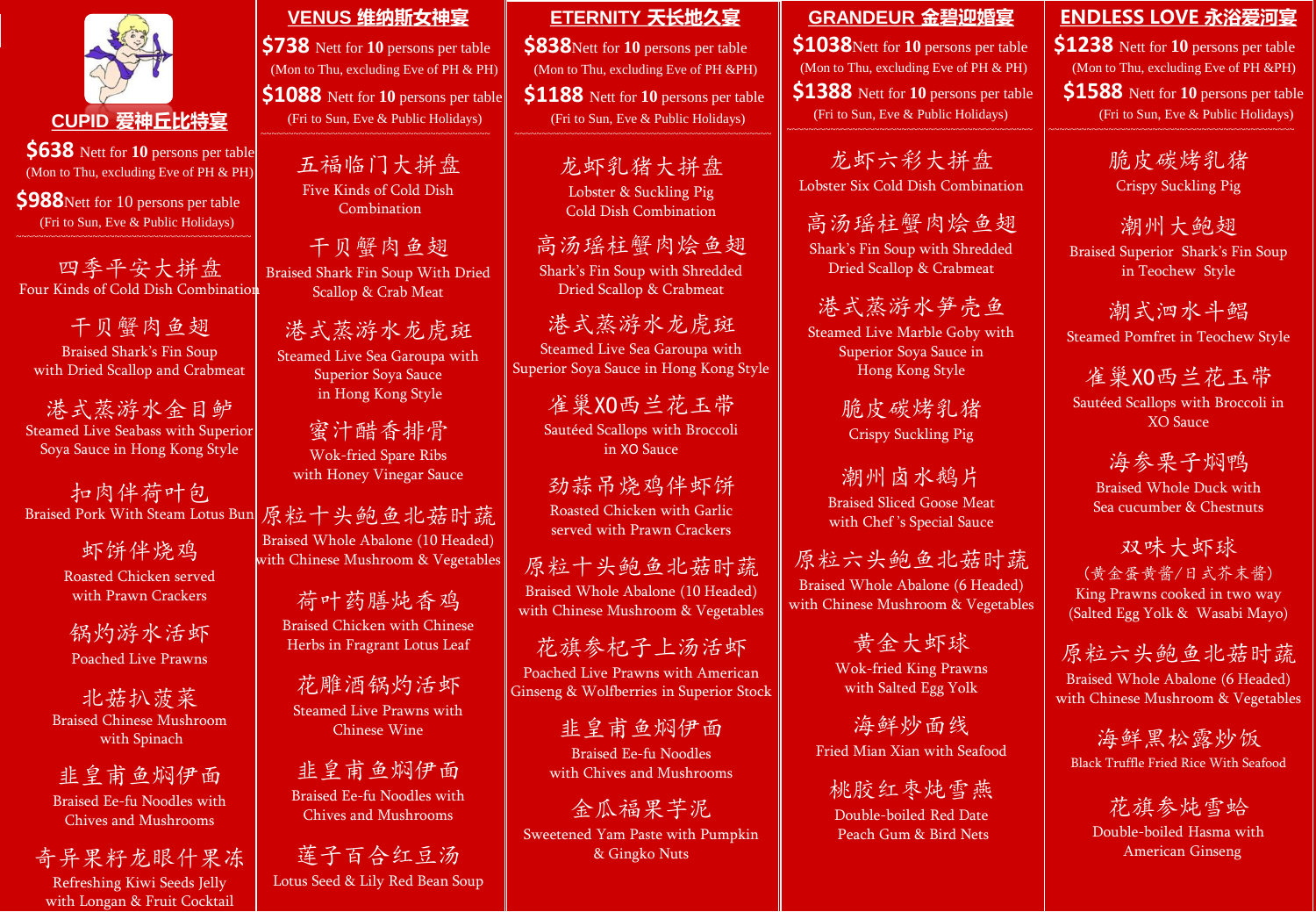## CUPID 爱神丘比特宴

**$638** Nett for **10** persons per table
(Mon to Thu, excluding Eve of PH & PH)

**$988** Nett for 10 persons per table
(Fri to Sun, Eve & Public Holidays)

四季平安大拼盘
Four Kinds of Cold Dish Combination

干贝蟹肉鱼翅
Braised Shark's Fin Soup with Dried Scallop and Crabmeat

港式蒸游水金目鲈
Steamed Live Seabass with Superior Soya Sauce in Hong Kong Style

扣肉伴荷叶包
Braised Pork With Steam Lotus Bun

虾饼伴烧鸡
Roasted Chicken served with Prawn Crackers

锅灼游水活虾
Poached Live Prawns

北菇扒菠菜
Braised Chinese Mushroom with Spinach

韭皇甫鱼焖伊面
Braised Ee-fu Noodles with Chives and Mushrooms

奇异果籽龙眼什果冻
Refreshing Kiwi Seeds Jelly with Longan & Fruit Cocktail

## VENUS 维纳斯女神宴

**$738** Nett for **10** persons per table
(Mon to Thu, excluding Eve of PH & PH)

**$1088** Nett for **10** persons per table
(Fri to Sun, Eve & Public Holidays)

五福临门大拼盘
Five Kinds of Cold Dish Combination

干贝蟹肉鱼翅
Braised Shark Fin Soup With Dried Scallop & Crab Meat

港式蒸游水龙虎斑
Steamed Live Sea Garoupa with Superior Soya Sauce in Hong Kong Style

蜜汁醋香排骨
Wok-fried Spare Ribs with Honey Vinegar Sauce

原粒十头鲍鱼北菇时蔬
Braised Whole Abalone (10 Headed) with Chinese Mushroom & Vegetables

荷叶药膳炖香鸡
Braised Chicken with Chinese Herbs in Fragrant Lotus Leaf

花雕酒锅灼活虾
Steamed Live Prawns with Chinese Wine

韭皇甫鱼焖伊面
Braised Ee-fu Noodles with Chives and Mushrooms

莲子百合红豆汤
Lotus Seed & Lily Red Bean Soup

## ETERNITY 天长地久宴

**$838** Nett for **10** persons per table
(Mon to Thu, excluding Eve of PH &PH)

**$1188** Nett for **10** persons per table
(Fri to Sun, Eve & Public Holidays)

龙虾乳猪大拼盘
Lobster & Suckling Pig Cold Dish Combination

高汤瑶柱蟹肉烩鱼翅
Shark's Fin Soup with Shredded Dried Scallop & Crabmeat

港式蒸游水龙虎斑
Steamed Live Sea Garoupa with Superior Soya Sauce in Hong Kong Style

雀巢XO西兰花玉带
Sautéed Scallops with Broccoli in XO Sauce

劲蒜吊烧鸡伴虾饼
Roasted Chicken with Garlic served with Prawn Crackers

原粒十头鲍鱼北菇时蔬
Braised Whole Abalone (10 Headed) with Chinese Mushroom & Vegetables

花旗参杞子上汤活虾
Poached Live Prawns with American Ginseng & Wolfberries in Superior Stock

韭皇甫鱼焖伊面
Braised Ee-fu Noodles with Chives and Mushrooms

金瓜福果芋泥
Sweetened Yam Paste with Pumpkin & Gingko Nuts

## GRANDEUR 金碧迎婚宴

**$1038** Nett for **10** persons per table
(Mon to Thu, excluding Eve of PH & PH)

**$1388** Nett for **10** persons per table
(Fri to Sun, Eve & Public Holidays)

龙虾六彩大拼盘
Lobster Six Cold Dish Combination

高汤瑶柱蟹肉烩鱼翅
Shark's Fin Soup with Shredded Dried Scallop & Crabmeat

港式蒸游水笋壳鱼
Steamed Live Marble Goby with Superior Soya Sauce in Hong Kong Style

脆皮碳烤乳猪
Crispy Suckling Pig

潮州卤水鹅片
Braised Sliced Goose Meat with Chef 's Special Sauce

原粒六头鲍鱼北菇时蔬
Braised Whole Abalone (6 Headed) with Chinese Mushroom & Vegetables

黄金大虾球
Wok-fried King Prawns with Salted Egg Yolk

海鲜炒面线
Fried Mian Xian with Seafood

桃胶红枣炖雪燕
Double-boiled Red Date Peach Gum & Bird Nets

## ENDLESS LOVE 永浴爱河宴

**$1238** Nett for **10** persons per table
(Mon to Thu, excluding Eve of PH &PH)

**$1588** Nett for **10** persons per table
(Fri to Sun, Eve & Public Holidays)

脆皮碳烤乳猪
Crispy Suckling Pig

潮州大鲍翅
Braised Superior Shark's Fin Soup in Teochew Style

潮式泗水斗鲳
Steamed Pomfret in Teochew Style

雀巢XO西兰花玉带
Sautéed Scallops with Broccoli in XO Sauce

海参栗子焖鸭
Braised Whole Duck with Sea cucumber & Chestnuts

双味大虾球
（黄金蛋黄酱/日式芥末酱）
King Prawns cooked in two way (Salted Egg Yolk & Wasabi Mayo)

原粒六头鲍鱼北菇时蔬
Braised Whole Abalone (6 Headed) with Chinese Mushroom & Vegetables

海鲜黑松露炒饭
Black Truffle Fried Rice With Seafood

花旗参炖雪蛤
Double-boiled Hasma with American Ginseng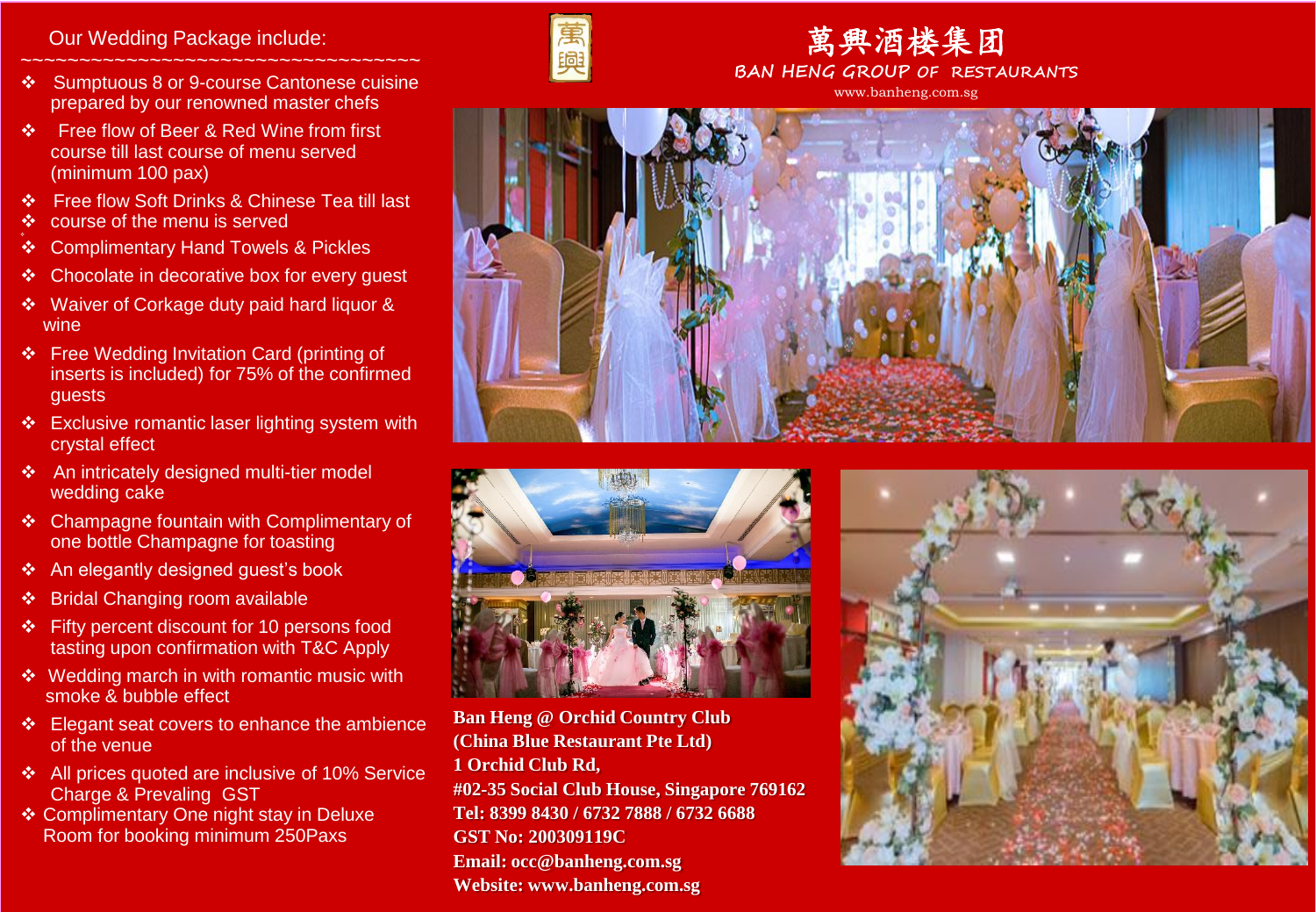# 萬興酒楼集团

**BAN HENG GROUP OF RESTAURANTS**

www.banheng.com.sg

Our Wedding Package include:

~~~~~~~~~~~~~~~~~~~~~~~~~~~~~~~~~~~~~~~~

- Sumptuous 8 or 9-course Cantonese cuisine prepared by our renowned master chefs
- Free flow of Beer & Red Wine from first course till last course of menu served (minimum 100 pax)
- Free flow Soft Drinks & Chinese Tea till last course of the menu is served
- Complimentary Hand Towels & Pickles
- Chocolate in decorative box for every guest
- Waiver of Corkage duty paid hard liquor & wine
- Free Wedding Invitation Card (printing of inserts is included) for 75% of the confirmed guests
- Exclusive romantic laser lighting system with crystal effect
- An intricately designed multi-tier model wedding cake
- Champagne fountain with Complimentary of one bottle Champagne for toasting
- An elegantly designed guest's book
- Bridal Changing room available
- Fifty percent discount for 10 persons food tasting upon confirmation with T&C Apply
- Wedding march in with romantic music with smoke & bubble effect
- Elegant seat covers to enhance the ambience of the venue
- All prices quoted are inclusive of 10% Service Charge & Prevaling GST
- Complimentary One night stay in Deluxe Room for booking minimum 250Paxs

**Ban Heng @ Orchid Country Club**
**(China Blue Restaurant Pte Ltd)**
**1 Orchid Club Rd,**
**#02-35 Social Club House, Singapore 769162**
**Tel: 8399 8430 / 6732 7888 / 6732 6688**
**GST No: 200309119C**
**Email: occ@banheng.com.sg**
**Website: www.banheng.com.sg**